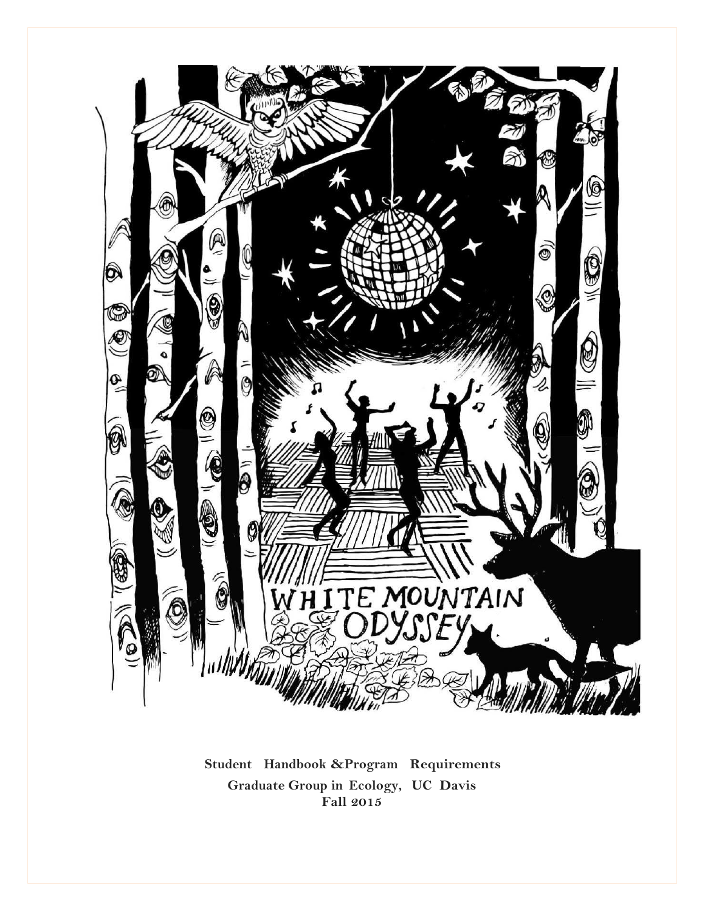**Student Handbook & Program Requirements**

**Graduate Group in Ecology, UC Davis**

**Fall 2015**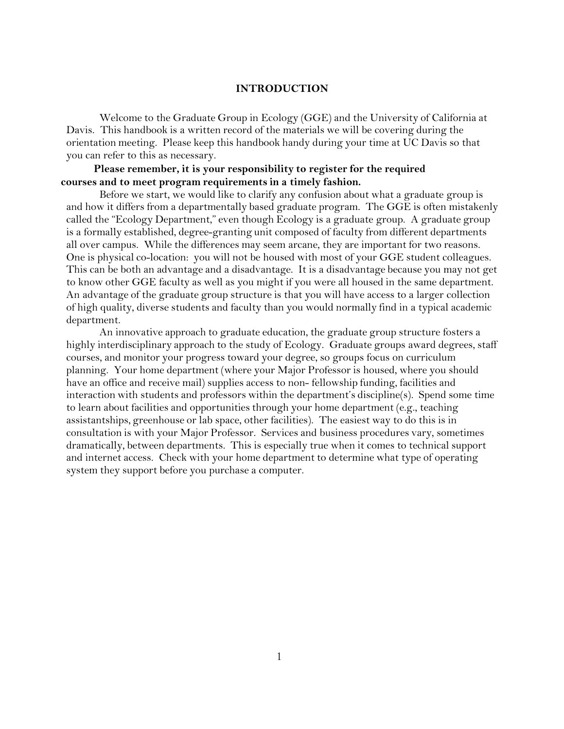# INTRODUCTION

Welcome to the Graduate Group in Ecology (GGE) and the University of California at Davis. This handbook is a written record of the materials we will be covering during the orientation meeting. Please keep this handbook handy during your time at UC Davis so that you can refer to this as necessary.

**Please remember, it is your responsibility to register for the required courses and to meet program requirements in a timely fashion.**

Before we start, we would like to clarify any confusion about what a graduate group is and how it differs from a departmentally based graduate program. The GGE is often mistakenly called the "Ecology Department," even though Ecology is a graduate group. A graduate group is a formally established, degree-granting unit composed of faculty from different departments all over campus. While the differences may seem arcane, they are important for two reasons. One is physical co-location: you will not be housed with most of your GGE student colleagues. This can be both an advantage and a disadvantage. It is a disadvantage because you may not get to know other GGE faculty as well as you might if you were all housed in the same department. An advantage of the graduate group structure is that you will have access to a larger collection of high quality, diverse students and faculty than you would normally find in a typical academic department.

An innovative approach to graduate education, the graduate group structure fosters a highly interdisciplinary approach to the study of Ecology. Graduate groups award degrees, staff courses, and monitor your progress toward your degree, so groups focus on curriculum planning. Your home department (where your Major Professor is housed, where you should have an office and receive mail) supplies access to non- fellowship funding, facilities and interaction with students and professors within the department's discipline(s). Spend some time to learn about facilities and opportunities through your home department (e.g., teaching assistantships, greenhouse or lab space, other facilities). The easiest way to do this is in consultation is with your Major Professor. Services and business procedures vary, sometimes dramatically, between departments. This is especially true when it comes to technical support and internet access. Check with your home department to determine what type of operating system they support before you purchase a computer.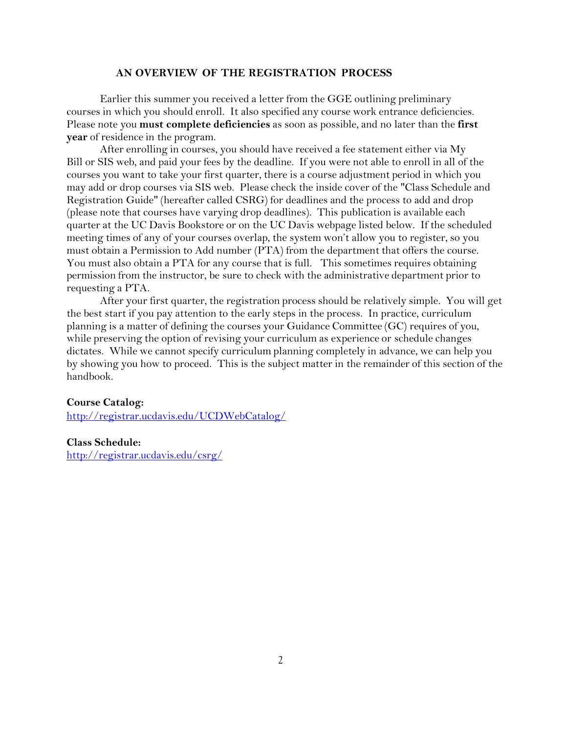## AN OVERVIEW OF THE REGISTRATION PROCESS

Earlier this summer you received a letter from the GGE outlining preliminary courses in which you should enroll. It also specified any course work entrance deficiencies. Please note you **must complete deficiencies** as soon as possible, and no later than the **first year** of residence in the program.

After enrolling in courses, you should have received a fee statement either via My Bill or SIS web, and paid your fees by the deadline. If you were not able to enroll in all of the courses you want to take your first quarter, there is a course adjustment period in which you may add or drop courses via SIS web. Please check the inside cover of the "Class Schedule and Registration Guide" (hereafter called CSRG) for deadlines and the process to add and drop (please note that courses have varying drop deadlines). This publication is available each quarter at the UC Davis Bookstore or on the UC Davis webpage listed below. If the scheduled meeting times of any of your courses overlap, the system won't allow you to register, so you must obtain a Permission to Add number (PTA) from the department that offers the course. You must also obtain a PTA for any course that is full. This sometimes requires obtaining permission from the instructor, be sure to check with the administrative department prior to requesting a PTA.

After your first quarter, the registration process should be relatively simple. You will get the best start if you pay attention to the early steps in the process. In practice, curriculum planning is a matter of defining the courses your Guidance Committee (GC) requires of you, while preserving the option of revising your curriculum as experience or schedule changes dictates. While we cannot specify curriculum planning completely in advance, we can help you by showing you how to proceed. This is the subject matter in the remainder of this section of the handbook.

**Course Catalog:**
http://registrar.ucdavis.edu/UCDWebCatalog/

**Class Schedule:**
http://registrar.ucdavis.edu/csrg/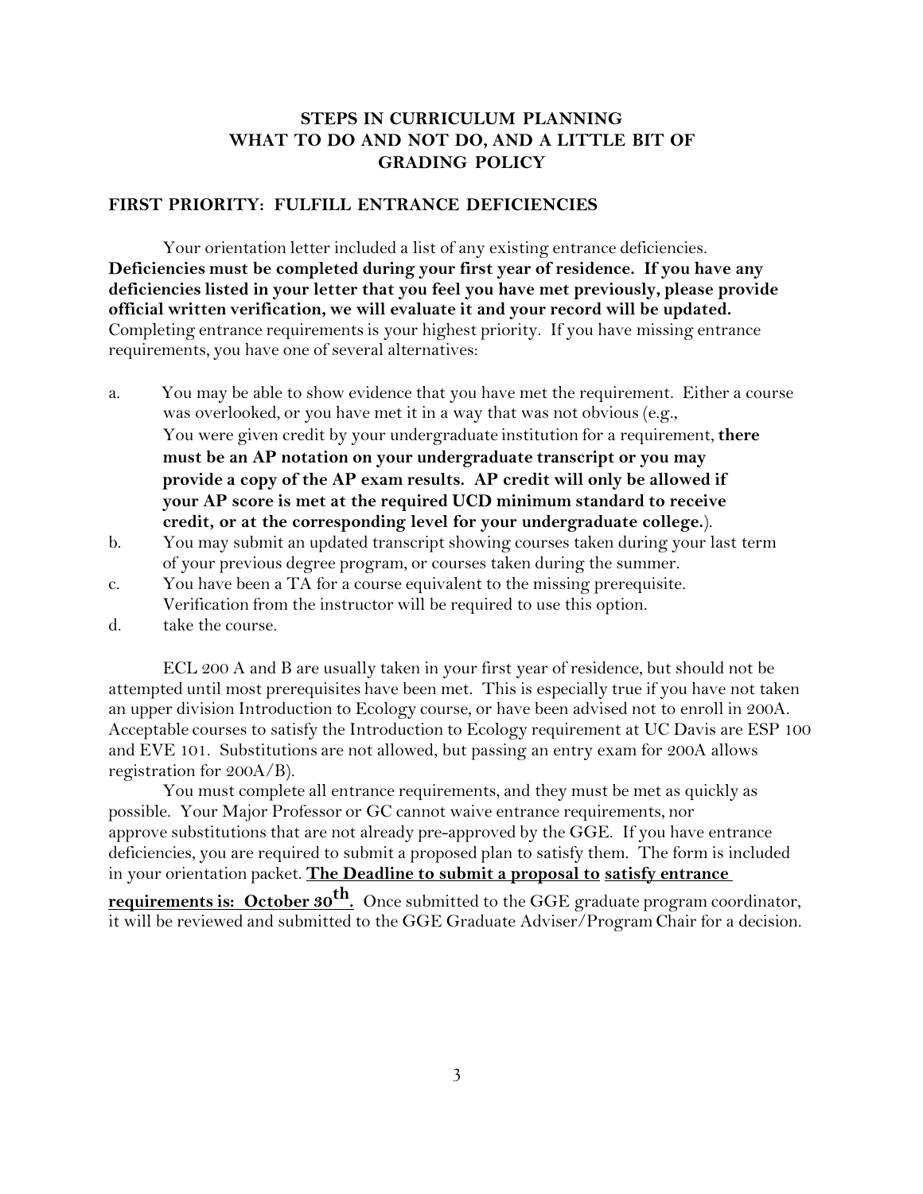## STEPS IN CURRICULUM PLANNING
## WHAT TO DO AND NOT DO, AND A LITTLE BIT OF GRADING POLICY

### FIRST PRIORITY: FULFILL ENTRANCE DEFICIENCIES

Your orientation letter included a list of any existing entrance deficiencies. **Deficiencies must be completed during your first year of residence. If you have any deficiencies listed in your letter that you feel you have met previously, please provide official written verification, we will evaluate it and your record will be updated.** Completing entrance requirements is your highest priority. If you have missing entrance requirements, you have one of several alternatives:

a. You may be able to show evidence that you have met the requirement. Either a course was overlooked, or you have met it in a way that was not obvious (e.g., You were given credit by your undergraduate institution for a requirement, **there must be an AP notation on your undergraduate transcript or you may provide a copy of the AP exam results. AP credit will only be allowed if your AP score is met at the required UCD minimum standard to receive credit, or at the corresponding level for your undergraduate college.**).

b. You may submit an updated transcript showing courses taken during your last term of your previous degree program, or courses taken during the summer.

c. You have been a TA for a course equivalent to the missing prerequisite. Verification from the instructor will be required to use this option.

d. take the course.

ECL 200 A and B are usually taken in your first year of residence, but should not be attempted until most prerequisites have been met. This is especially true if you have not taken an upper division Introduction to Ecology course, or have been advised not to enroll in 200A. Acceptable courses to satisfy the Introduction to Ecology requirement at UC Davis are ESP 100 and EVE 101. Substitutions are not allowed, but passing an entry exam for 200A allows registration for 200A/B).

You must complete all entrance requirements, and they must be met as quickly as possible. Your Major Professor or GC cannot waive entrance requirements, nor approve substitutions that are not already pre-approved by the GGE. If you have entrance deficiencies, you are required to submit a proposed plan to satisfy them. The form is included in your orientation packet. **The Deadline to submit a proposal to satisfy entrance requirements is: October 30th.** Once submitted to the GGE graduate program coordinator, it will be reviewed and submitted to the GGE Graduate Adviser/Program Chair for a decision.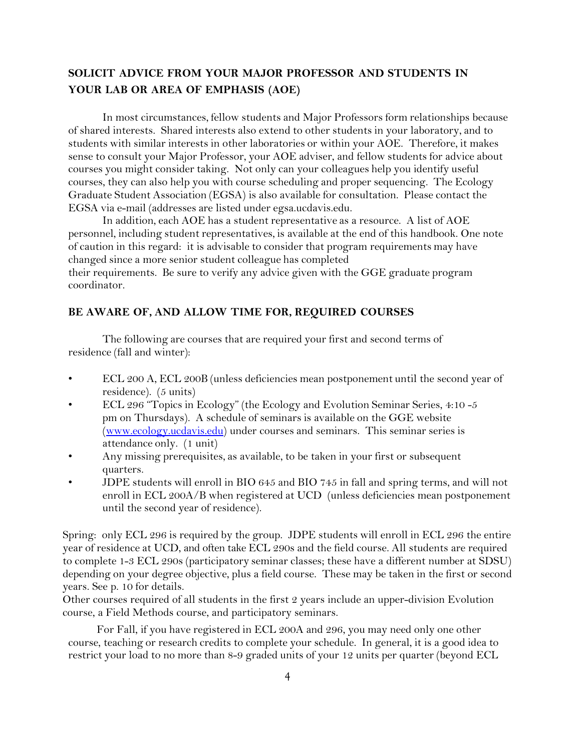## SOLICIT ADVICE FROM YOUR MAJOR PROFESSOR AND STUDENTS IN YOUR LAB OR AREA OF EMPHASIS (AOE)

In most circumstances, fellow students and Major Professors form relationships because of shared interests. Shared interests also extend to other students in your laboratory, and to students with similar interests in other laboratories or within your AOE. Therefore, it makes sense to consult your Major Professor, your AOE adviser, and fellow students for advice about courses you might consider taking. Not only can your colleagues help you identify useful courses, they can also help you with course scheduling and proper sequencing. The Ecology Graduate Student Association (EGSA) is also available for consultation. Please contact the EGSA via e-mail (addresses are listed under egsa.ucdavis.edu.

In addition, each AOE has a student representative as a resource. A list of AOE personnel, including student representatives, is available at the end of this handbook. One note of caution in this regard: it is advisable to consider that program requirements may have changed since a more senior student colleague has completed their requirements. Be sure to verify any advice given with the GGE graduate program coordinator.

## BE AWARE OF, AND ALLOW TIME FOR, REQUIRED COURSES

The following are courses that are required your first and second terms of residence (fall and winter):

- ECL 200 A, ECL 200B (unless deficiencies mean postponement until the second year of residence). (5 units)
- ECL 296 "Topics in Ecology" (the Ecology and Evolution Seminar Series, 4:10 -5 pm on Thursdays). A schedule of seminars is available on the GGE website ([www.ecology.ucdavis.edu](http://www.ecology.ucdavis.edu)) under courses and seminars. This seminar series is attendance only. (1 unit)
- Any missing prerequisites, as available, to be taken in your first or subsequent quarters.
- JDPE students will enroll in BIO 645 and BIO 745 in fall and spring terms, and will not enroll in ECL 200A/B when registered at UCD (unless deficiencies mean postponement until the second year of residence).

Spring: only ECL 296 is required by the group. JDPE students will enroll in ECL 296 the entire year of residence at UCD, and often take ECL 290s and the field course. All students are required to complete 1-3 ECL 290s (participatory seminar classes; these have a different number at SDSU) depending on your degree objective, plus a field course. These may be taken in the first or second years. See p. 10 for details.
Other courses required of all students in the first 2 years include an upper-division Evolution course, a Field Methods course, and participatory seminars.

For Fall, if you have registered in ECL 200A and 296, you may need only one other course, teaching or research credits to complete your schedule. In general, it is a good idea to restrict your load to no more than 8-9 graded units of your 12 units per quarter (beyond ECL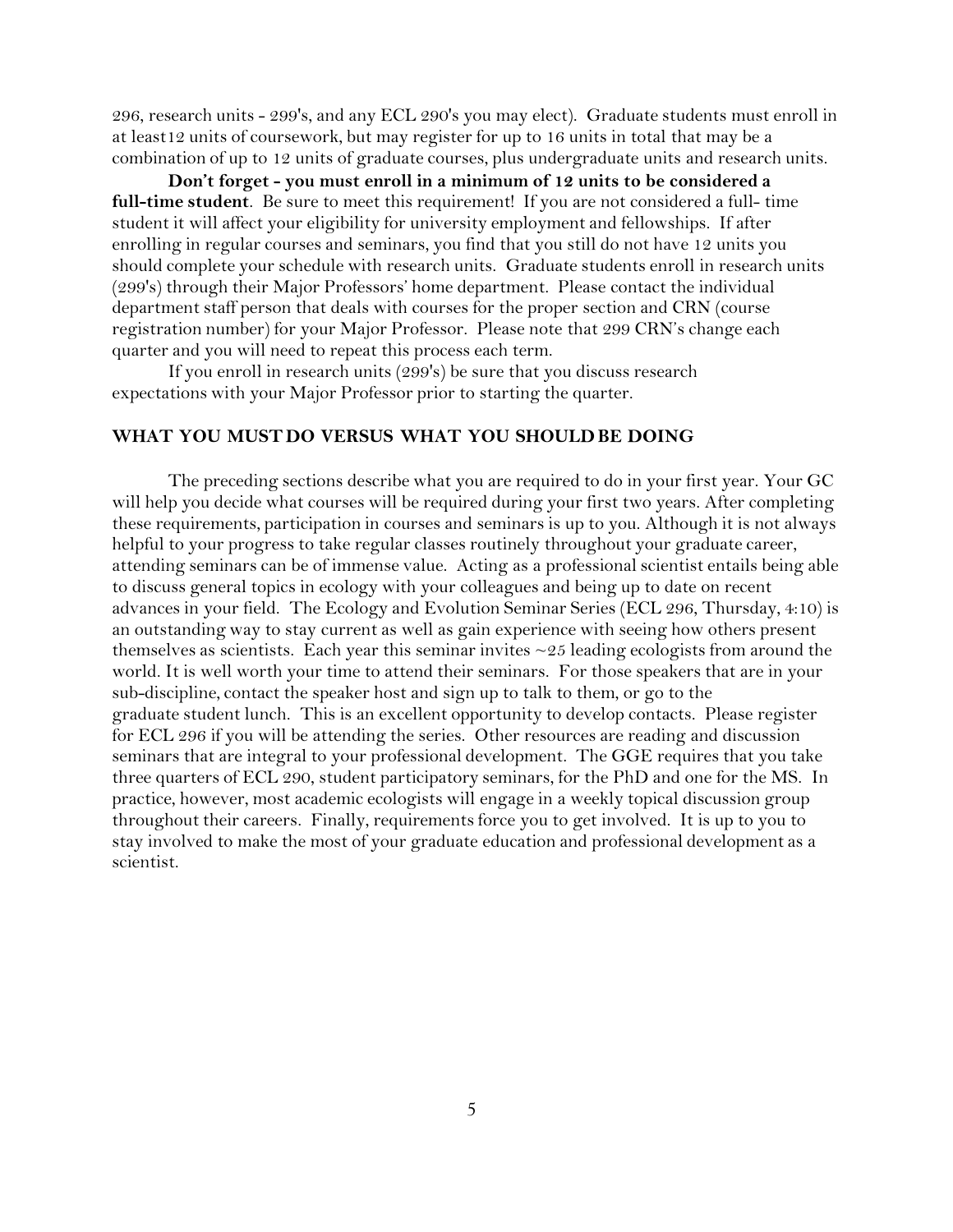296, research units - 299's, and any ECL 290's you may elect). Graduate students must enroll in at least12 units of coursework, but may register for up to 16 units in total that may be a combination of up to 12 units of graduate courses, plus undergraduate units and research units.

**Don't forget - you must enroll in a minimum of 12 units to be considered a full-time student**. Be sure to meet this requirement! If you are not considered a full- time student it will affect your eligibility for university employment and fellowships. If after enrolling in regular courses and seminars, you find that you still do not have 12 units you should complete your schedule with research units. Graduate students enroll in research units (299's) through their Major Professors' home department. Please contact the individual department staff person that deals with courses for the proper section and CRN (course registration number) for your Major Professor. Please note that 299 CRN's change each quarter and you will need to repeat this process each term.

If you enroll in research units (299's) be sure that you discuss research expectations with your Major Professor prior to starting the quarter.

## WHAT YOU MUST DO VERSUS WHAT YOU SHOULD BE DOING

The preceding sections describe what you are required to do in your first year. Your GC will help you decide what courses will be required during your first two years. After completing these requirements, participation in courses and seminars is up to you. Although it is not always helpful to your progress to take regular classes routinely throughout your graduate career, attending seminars can be of immense value. Acting as a professional scientist entails being able to discuss general topics in ecology with your colleagues and being up to date on recent advances in your field. The Ecology and Evolution Seminar Series (ECL 296, Thursday, 4:10) is an outstanding way to stay current as well as gain experience with seeing how others present themselves as scientists. Each year this seminar invites ~25 leading ecologists from around the world. It is well worth your time to attend their seminars. For those speakers that are in your sub-discipline, contact the speaker host and sign up to talk to them, or go to the graduate student lunch. This is an excellent opportunity to develop contacts. Please register for ECL 296 if you will be attending the series. Other resources are reading and discussion seminars that are integral to your professional development. The GGE requires that you take three quarters of ECL 290, student participatory seminars, for the PhD and one for the MS. In practice, however, most academic ecologists will engage in a weekly topical discussion group throughout their careers. Finally, requirements force you to get involved. It is up to you to stay involved to make the most of your graduate education and professional development as a scientist.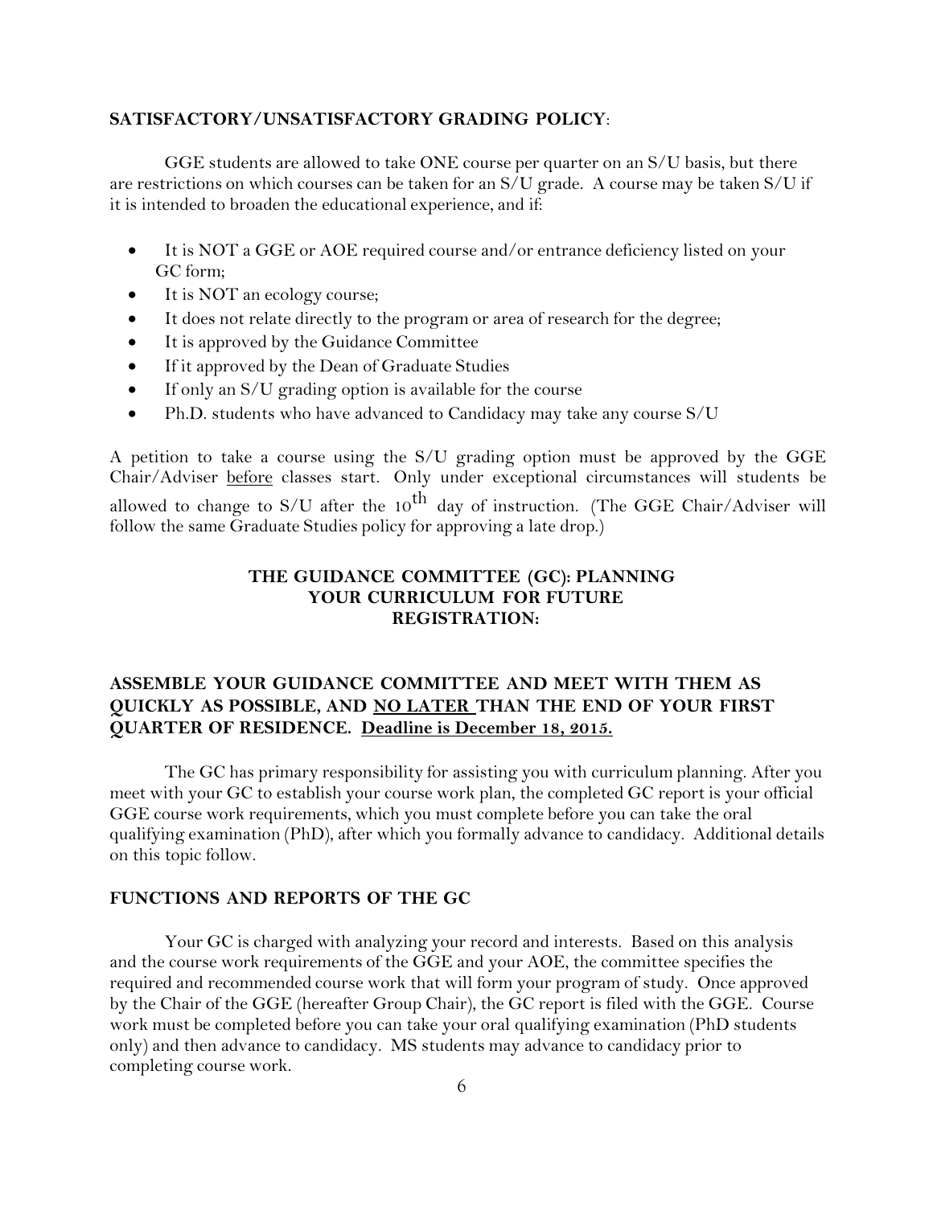**SATISFACTORY/UNSATISFACTORY GRADING POLICY**:

GGE students are allowed to take ONE course per quarter on an S/U basis, but there are restrictions on which courses can be taken for an S/U grade. A course may be taken S/U if it is intended to broaden the educational experience, and if:

- It is NOT a GGE or AOE required course and/or entrance deficiency listed on your GC form;
- It is NOT an ecology course;
- It does not relate directly to the program or area of research for the degree;
- It is approved by the Guidance Committee
- If it approved by the Dean of Graduate Studies
- If only an S/U grading option is available for the course
- Ph.D. students who have advanced to Candidacy may take any course S/U

A petition to take a course using the S/U grading option must be approved by the GGE Chair/Adviser <u>before</u> classes start. Only under exceptional circumstances will students be allowed to change to S/U after the 10th day of instruction. (The GGE Chair/Adviser will follow the same Graduate Studies policy for approving a late drop.)

## THE GUIDANCE COMMITTEE (GC): PLANNING YOUR CURRICULUM FOR FUTURE REGISTRATION:

**ASSEMBLE YOUR GUIDANCE COMMITTEE AND MEET WITH THEM AS QUICKLY AS POSSIBLE, AND <u>NO LATER</u> THAN THE END OF YOUR FIRST QUARTER OF RESIDENCE. <u>Deadline is December 18, 2015.</u>**

The GC has primary responsibility for assisting you with curriculum planning. After you meet with your GC to establish your course work plan, the completed GC report is your official GGE course work requirements, which you must complete before you can take the oral qualifying examination (PhD), after which you formally advance to candidacy. Additional details on this topic follow.

### FUNCTIONS AND REPORTS OF THE GC

Your GC is charged with analyzing your record and interests. Based on this analysis and the course work requirements of the GGE and your AOE, the committee specifies the required and recommended course work that will form your program of study. Once approved by the Chair of the GGE (hereafter Group Chair), the GC report is filed with the GGE. Course work must be completed before you can take your oral qualifying examination (PhD students only) and then advance to candidacy. MS students may advance to candidacy prior to completing course work.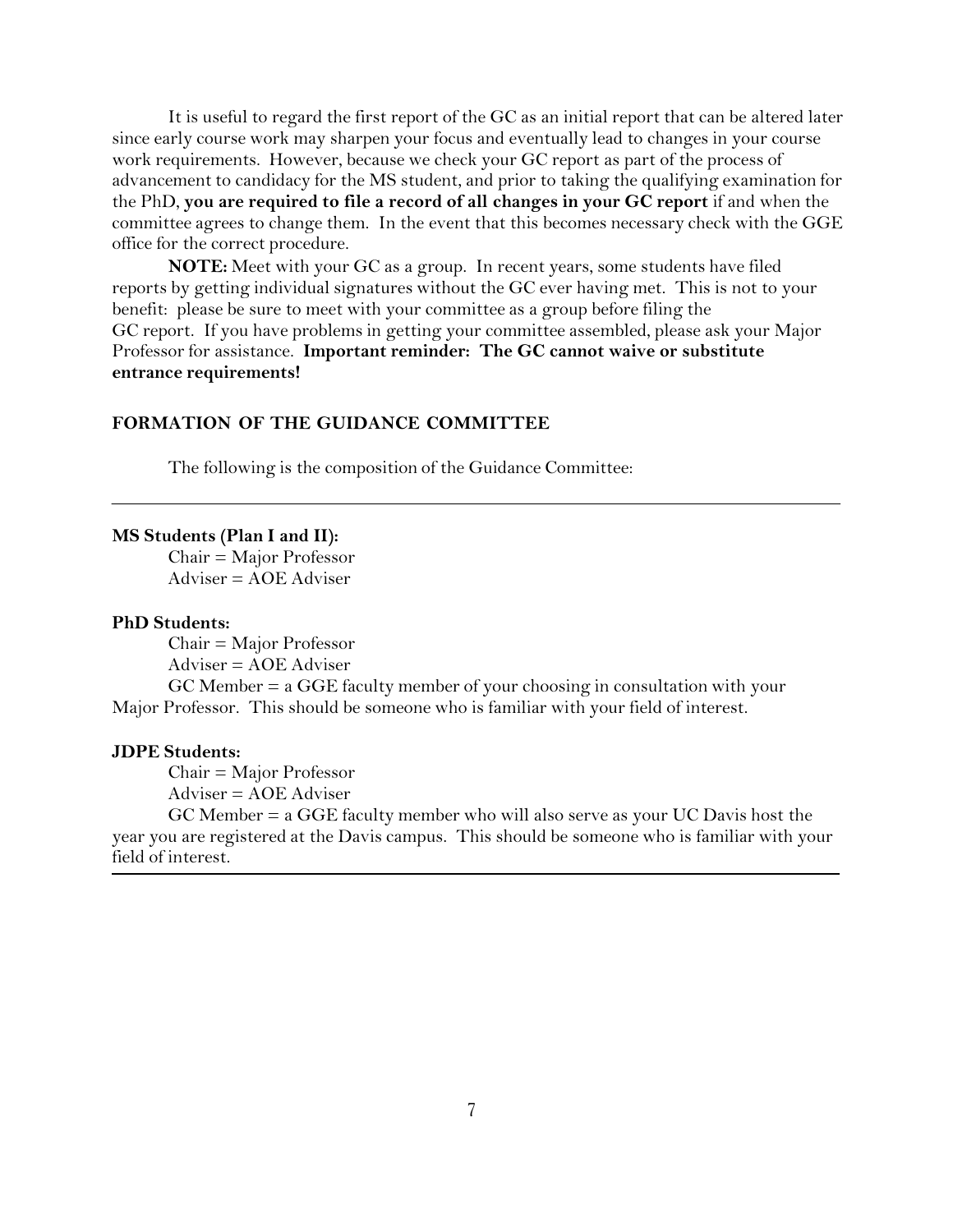It is useful to regard the first report of the GC as an initial report that can be altered later since early course work may sharpen your focus and eventually lead to changes in your course work requirements. However, because we check your GC report as part of the process of advancement to candidacy for the MS student, and prior to taking the qualifying examination for the PhD, **you are required to file a record of all changes in your GC report** if and when the committee agrees to change them. In the event that this becomes necessary check with the GGE office for the correct procedure.

**NOTE:** Meet with your GC as a group. In recent years, some students have filed reports by getting individual signatures without the GC ever having met. This is not to your benefit: please be sure to meet with your committee as a group before filing the GC report. If you have problems in getting your committee assembled, please ask your Major Professor for assistance. **Important reminder: The GC cannot waive or substitute entrance requirements!**

## FORMATION OF THE GUIDANCE COMMITTEE

The following is the composition of the Guidance Committee:

---

**MS Students (Plan I and II):**

Chair = Major Professor
Adviser = AOE Adviser

**PhD Students:**

Chair = Major Professor
Adviser = AOE Adviser
GC Member = a GGE faculty member of your choosing in consultation with your Major Professor. This should be someone who is familiar with your field of interest.

**JDPE Students:**

Chair = Major Professor
Adviser = AOE Adviser
GC Member = a GGE faculty member who will also serve as your UC Davis host the year you are registered at the Davis campus. This should be someone who is familiar with your field of interest.

---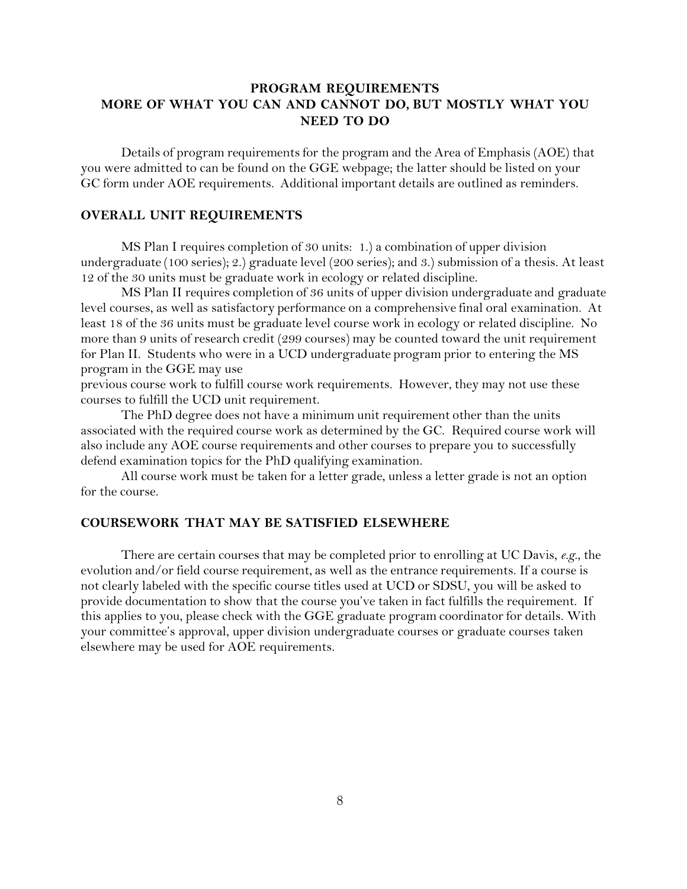## PROGRAM REQUIREMENTS
## MORE OF WHAT YOU CAN AND CANNOT DO, BUT MOSTLY WHAT YOU NEED TO DO

Details of program requirements for the program and the Area of Emphasis (AOE) that you were admitted to can be found on the GGE webpage; the latter should be listed on your GC form under AOE requirements. Additional important details are outlined as reminders.

### OVERALL UNIT REQUIREMENTS

MS Plan I requires completion of 30 units: 1.) a combination of upper division undergraduate (100 series); 2.) graduate level (200 series); and 3.) submission of a thesis. At least 12 of the 30 units must be graduate work in ecology or related discipline.

MS Plan II requires completion of 36 units of upper division undergraduate and graduate level courses, as well as satisfactory performance on a comprehensive final oral examination. At least 18 of the 36 units must be graduate level course work in ecology or related discipline. No more than 9 units of research credit (299 courses) may be counted toward the unit requirement for Plan II. Students who were in a UCD undergraduate program prior to entering the MS program in the GGE may use previous course work to fulfill course work requirements. However, they may not use these courses to fulfill the UCD unit requirement.

The PhD degree does not have a minimum unit requirement other than the units associated with the required course work as determined by the GC. Required course work will also include any AOE course requirements and other courses to prepare you to successfully defend examination topics for the PhD qualifying examination.

All course work must be taken for a letter grade, unless a letter grade is not an option for the course.

### COURSEWORK THAT MAY BE SATISFIED ELSEWHERE

There are certain courses that may be completed prior to enrolling at UC Davis, *e.g.*, the evolution and/or field course requirement, as well as the entrance requirements. If a course is not clearly labeled with the specific course titles used at UCD or SDSU, you will be asked to provide documentation to show that the course you've taken in fact fulfills the requirement. If this applies to you, please check with the GGE graduate program coordinator for details. With your committee's approval, upper division undergraduate courses or graduate courses taken elsewhere may be used for AOE requirements.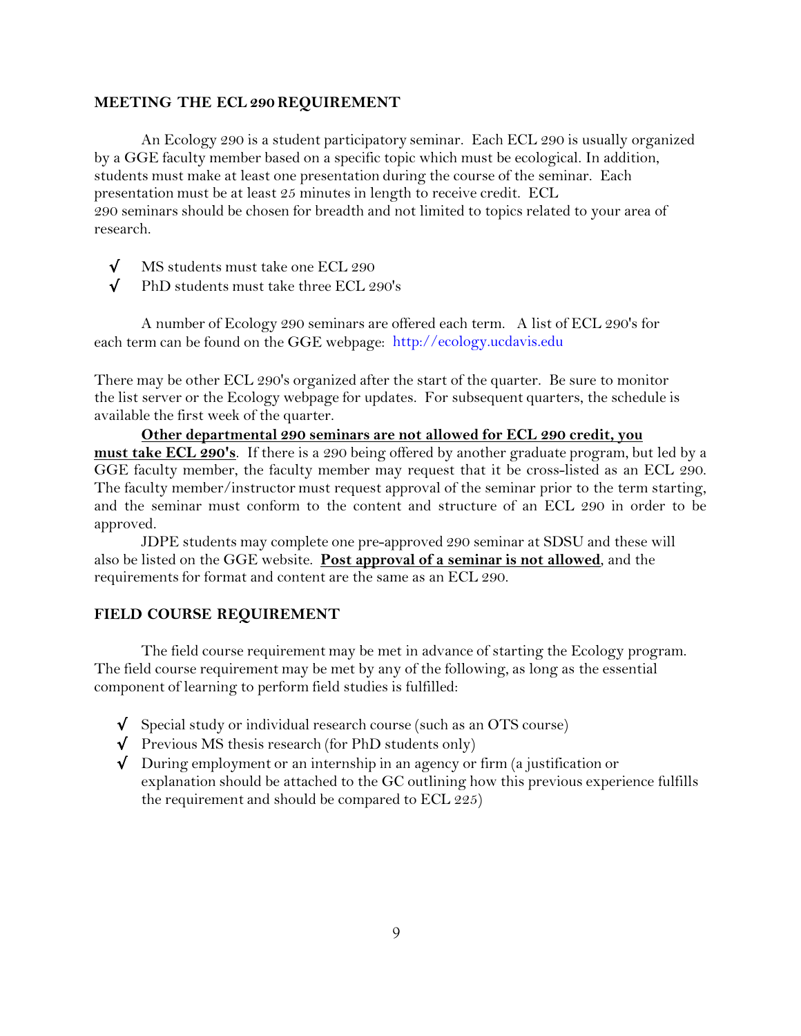## MEETING THE ECL 290 REQUIREMENT

An Ecology 290 is a student participatory seminar. Each ECL 290 is usually organized by a GGE faculty member based on a specific topic which must be ecological. In addition, students must make at least one presentation during the course of the seminar. Each presentation must be at least 25 minutes in length to receive credit. ECL 290 seminars should be chosen for breadth and not limited to topics related to your area of research.

- √ MS students must take one ECL 290
- √ PhD students must take three ECL 290's

A number of Ecology 290 seminars are offered each term. A list of ECL 290's for each term can be found on the GGE webpage: http://ecology.ucdavis.edu

There may be other ECL 290's organized after the start of the quarter. Be sure to monitor the list server or the Ecology webpage for updates. For subsequent quarters, the schedule is available the first week of the quarter.

**Other departmental 290 seminars are not allowed for ECL 290 credit, you must take ECL 290's**. If there is a 290 being offered by another graduate program, but led by a GGE faculty member, the faculty member may request that it be cross-listed as an ECL 290. The faculty member/instructor must request approval of the seminar prior to the term starting, and the seminar must conform to the content and structure of an ECL 290 in order to be approved.

JDPE students may complete one pre-approved 290 seminar at SDSU and these will also be listed on the GGE website. **Post approval of a seminar is not allowed**, and the requirements for format and content are the same as an ECL 290.

## FIELD COURSE REQUIREMENT

The field course requirement may be met in advance of starting the Ecology program. The field course requirement may be met by any of the following, as long as the essential component of learning to perform field studies is fulfilled:

- √ Special study or individual research course (such as an OTS course)
- √ Previous MS thesis research (for PhD students only)
- √ During employment or an internship in an agency or firm (a justification or explanation should be attached to the GC outlining how this previous experience fulfills the requirement and should be compared to ECL 225)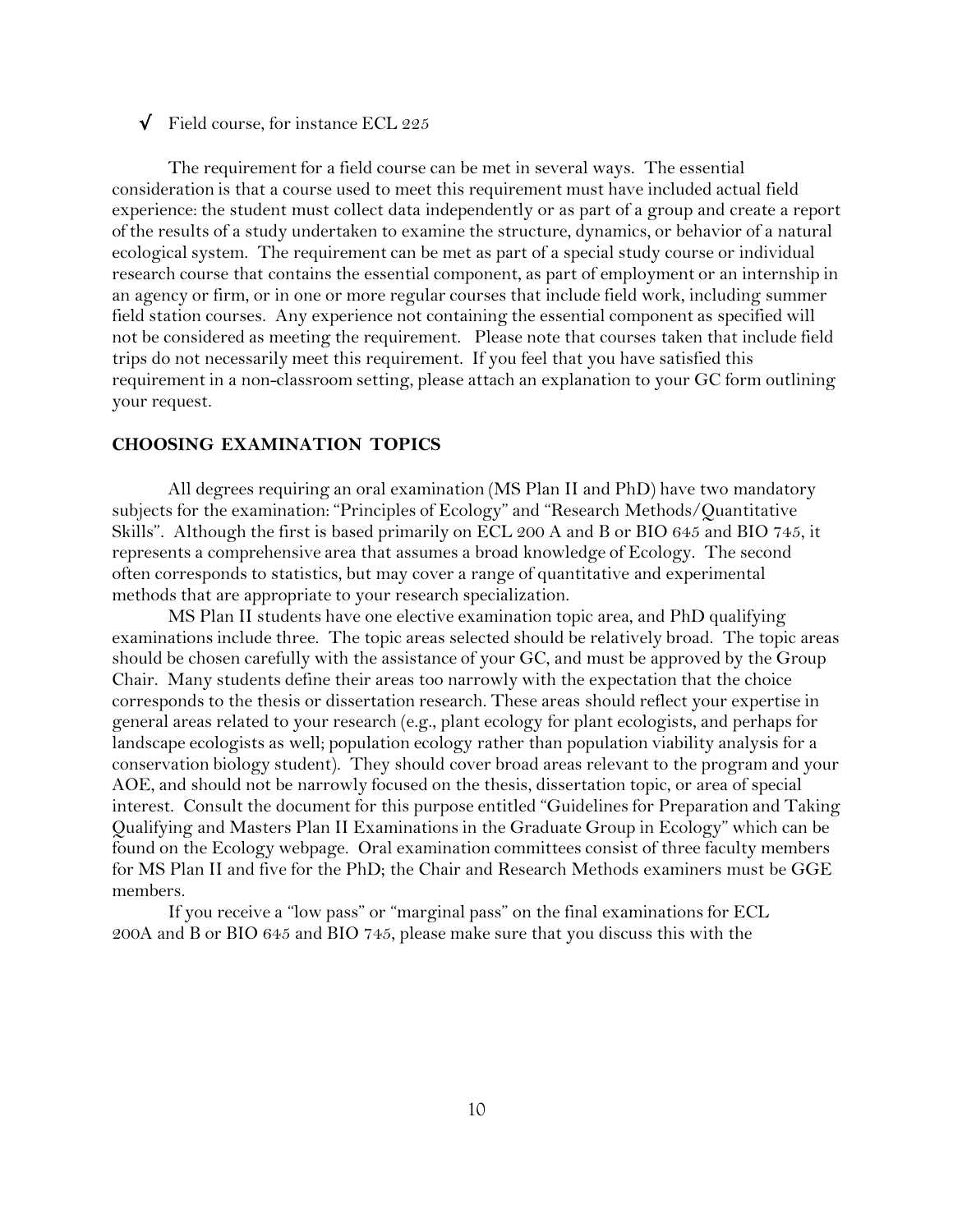√ Field course, for instance ECL 225

The requirement for a field course can be met in several ways. The essential consideration is that a course used to meet this requirement must have included actual field experience: the student must collect data independently or as part of a group and create a report of the results of a study undertaken to examine the structure, dynamics, or behavior of a natural ecological system. The requirement can be met as part of a special study course or individual research course that contains the essential component, as part of employment or an internship in an agency or firm, or in one or more regular courses that include field work, including summer field station courses. Any experience not containing the essential component as specified will not be considered as meeting the requirement. Please note that courses taken that include field trips do not necessarily meet this requirement. If you feel that you have satisfied this requirement in a non-classroom setting, please attach an explanation to your GC form outlining your request.

## CHOOSING EXAMINATION TOPICS

All degrees requiring an oral examination (MS Plan II and PhD) have two mandatory subjects for the examination: "Principles of Ecology" and "Research Methods/Quantitative Skills". Although the first is based primarily on ECL 200 A and B or BIO 645 and BIO 745, it represents a comprehensive area that assumes a broad knowledge of Ecology. The second often corresponds to statistics, but may cover a range of quantitative and experimental methods that are appropriate to your research specialization.

MS Plan II students have one elective examination topic area, and PhD qualifying examinations include three. The topic areas selected should be relatively broad. The topic areas should be chosen carefully with the assistance of your GC, and must be approved by the Group Chair. Many students define their areas too narrowly with the expectation that the choice corresponds to the thesis or dissertation research. These areas should reflect your expertise in general areas related to your research (e.g., plant ecology for plant ecologists, and perhaps for landscape ecologists as well; population ecology rather than population viability analysis for a conservation biology student). They should cover broad areas relevant to the program and your AOE, and should not be narrowly focused on the thesis, dissertation topic, or area of special interest. Consult the document for this purpose entitled "Guidelines for Preparation and Taking Qualifying and Masters Plan II Examinations in the Graduate Group in Ecology" which can be found on the Ecology webpage. Oral examination committees consist of three faculty members for MS Plan II and five for the PhD; the Chair and Research Methods examiners must be GGE members.

If you receive a "low pass" or "marginal pass" on the final examinations for ECL 200A and B or BIO 645 and BIO 745, please make sure that you discuss this with the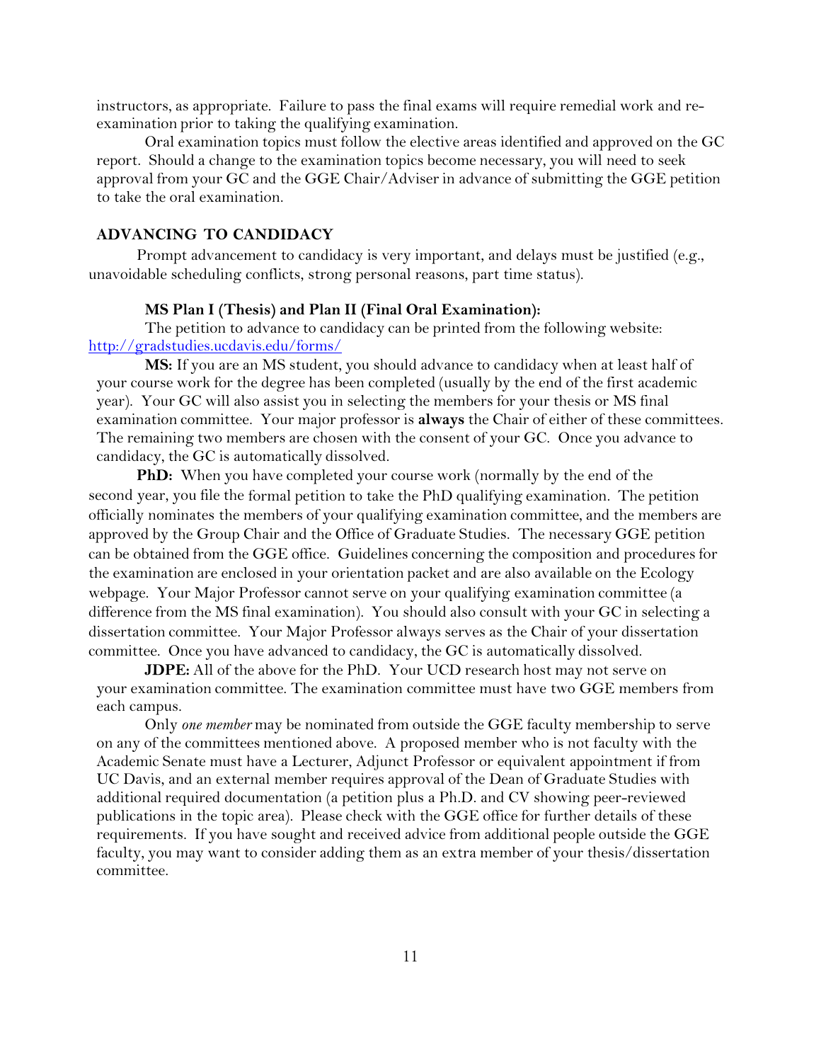instructors, as appropriate. Failure to pass the final exams will require remedial work and re-examination prior to taking the qualifying examination.

Oral examination topics must follow the elective areas identified and approved on the GC report. Should a change to the examination topics become necessary, you will need to seek approval from your GC and the GGE Chair/Adviser in advance of submitting the GGE petition to take the oral examination.

## ADVANCING TO CANDIDACY

Prompt advancement to candidacy is very important, and delays must be justified (e.g., unavoidable scheduling conflicts, strong personal reasons, part time status).

### MS Plan I (Thesis) and Plan II (Final Oral Examination):

The petition to advance to candidacy can be printed from the following website: http://gradstudies.ucdavis.edu/forms/

**MS:** If you are an MS student, you should advance to candidacy when at least half of your course work for the degree has been completed (usually by the end of the first academic year). Your GC will also assist you in selecting the members for your thesis or MS final examination committee. Your major professor is **always** the Chair of either of these committees. The remaining two members are chosen with the consent of your GC. Once you advance to candidacy, the GC is automatically dissolved.

**PhD:** When you have completed your course work (normally by the end of the second year, you file the formal petition to take the PhD qualifying examination. The petition officially nominates the members of your qualifying examination committee, and the members are approved by the Group Chair and the Office of Graduate Studies. The necessary GGE petition can be obtained from the GGE office. Guidelines concerning the composition and procedures for the examination are enclosed in your orientation packet and are also available on the Ecology webpage. Your Major Professor cannot serve on your qualifying examination committee (a difference from the MS final examination). You should also consult with your GC in selecting a dissertation committee. Your Major Professor always serves as the Chair of your dissertation committee. Once you have advanced to candidacy, the GC is automatically dissolved.

**JDPE:** All of the above for the PhD. Your UCD research host may not serve on your examination committee. The examination committee must have two GGE members from each campus.

Only *one member* may be nominated from outside the GGE faculty membership to serve on any of the committees mentioned above. A proposed member who is not faculty with the Academic Senate must have a Lecturer, Adjunct Professor or equivalent appointment if from UC Davis, and an external member requires approval of the Dean of Graduate Studies with additional required documentation (a petition plus a Ph.D. and CV showing peer-reviewed publications in the topic area). Please check with the GGE office for further details of these requirements. If you have sought and received advice from additional people outside the GGE faculty, you may want to consider adding them as an extra member of your thesis/dissertation committee.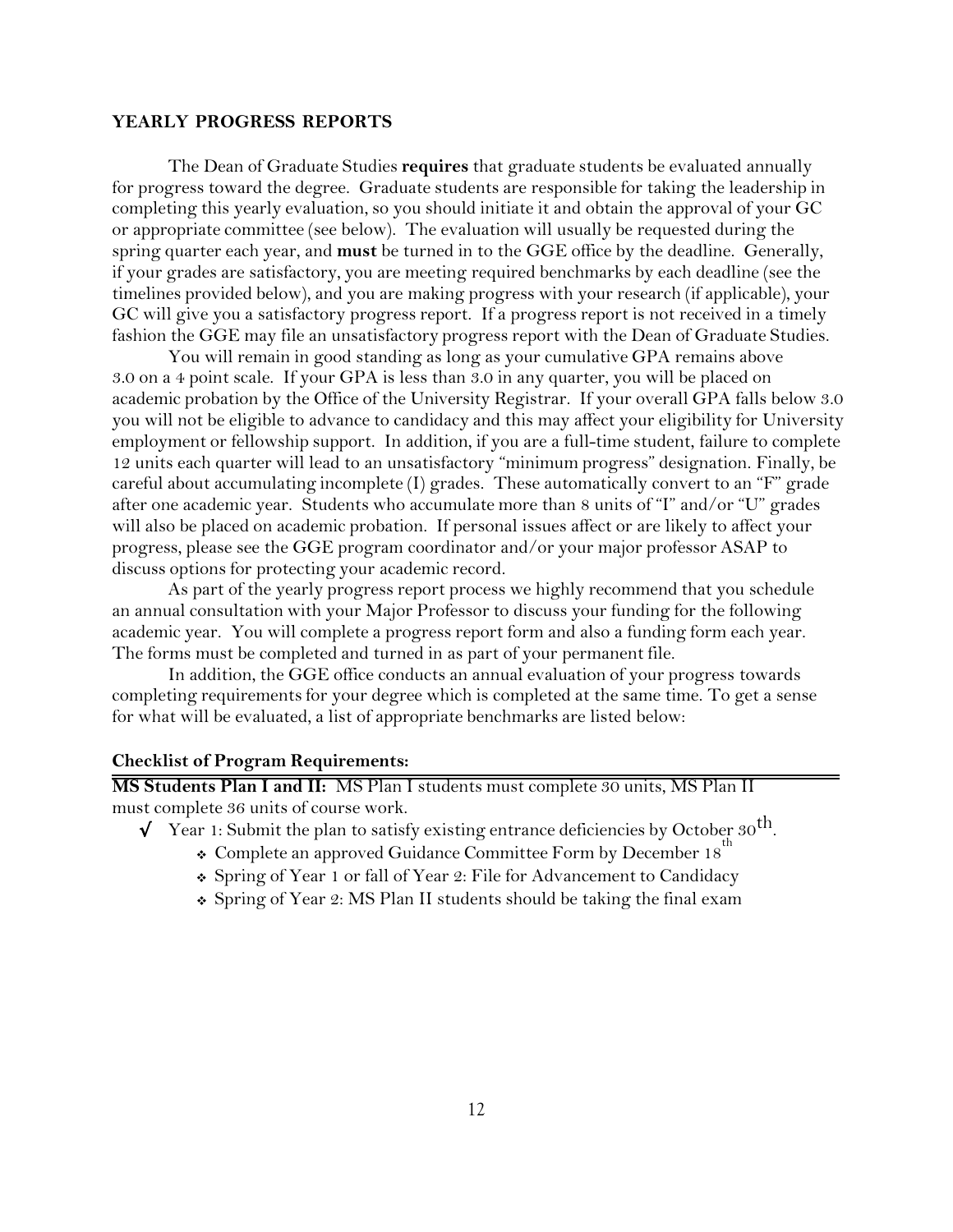## YEARLY PROGRESS REPORTS

The Dean of Graduate Studies **requires** that graduate students be evaluated annually for progress toward the degree. Graduate students are responsible for taking the leadership in completing this yearly evaluation, so you should initiate it and obtain the approval of your GC or appropriate committee (see below). The evaluation will usually be requested during the spring quarter each year, and **must** be turned in to the GGE office by the deadline. Generally, if your grades are satisfactory, you are meeting required benchmarks by each deadline (see the timelines provided below), and you are making progress with your research (if applicable), your GC will give you a satisfactory progress report. If a progress report is not received in a timely fashion the GGE may file an unsatisfactory progress report with the Dean of Graduate Studies.

You will remain in good standing as long as your cumulative GPA remains above 3.0 on a 4 point scale. If your GPA is less than 3.0 in any quarter, you will be placed on academic probation by the Office of the University Registrar. If your overall GPA falls below 3.0 you will not be eligible to advance to candidacy and this may affect your eligibility for University employment or fellowship support. In addition, if you are a full-time student, failure to complete 12 units each quarter will lead to an unsatisfactory "minimum progress" designation. Finally, be careful about accumulating incomplete (I) grades. These automatically convert to an "F" grade after one academic year. Students who accumulate more than 8 units of "I" and/or "U" grades will also be placed on academic probation. If personal issues affect or are likely to affect your progress, please see the GGE program coordinator and/or your major professor ASAP to discuss options for protecting your academic record.

As part of the yearly progress report process we highly recommend that you schedule an annual consultation with your Major Professor to discuss your funding for the following academic year. You will complete a progress report form and also a funding form each year. The forms must be completed and turned in as part of your permanent file.

In addition, the GGE office conducts an annual evaluation of your progress towards completing requirements for your degree which is completed at the same time. To get a sense for what will be evaluated, a list of appropriate benchmarks are listed below:

### Checklist of Program Requirements:

**MS Students Plan I and II:** MS Plan I students must complete 30 units, MS Plan II must complete 36 units of course work.

- ✓ Year 1: Submit the plan to satisfy existing entrance deficiencies by October 30th.
  - Complete an approved Guidance Committee Form by December 18th
  - Spring of Year 1 or fall of Year 2: File for Advancement to Candidacy
  - Spring of Year 2: MS Plan II students should be taking the final exam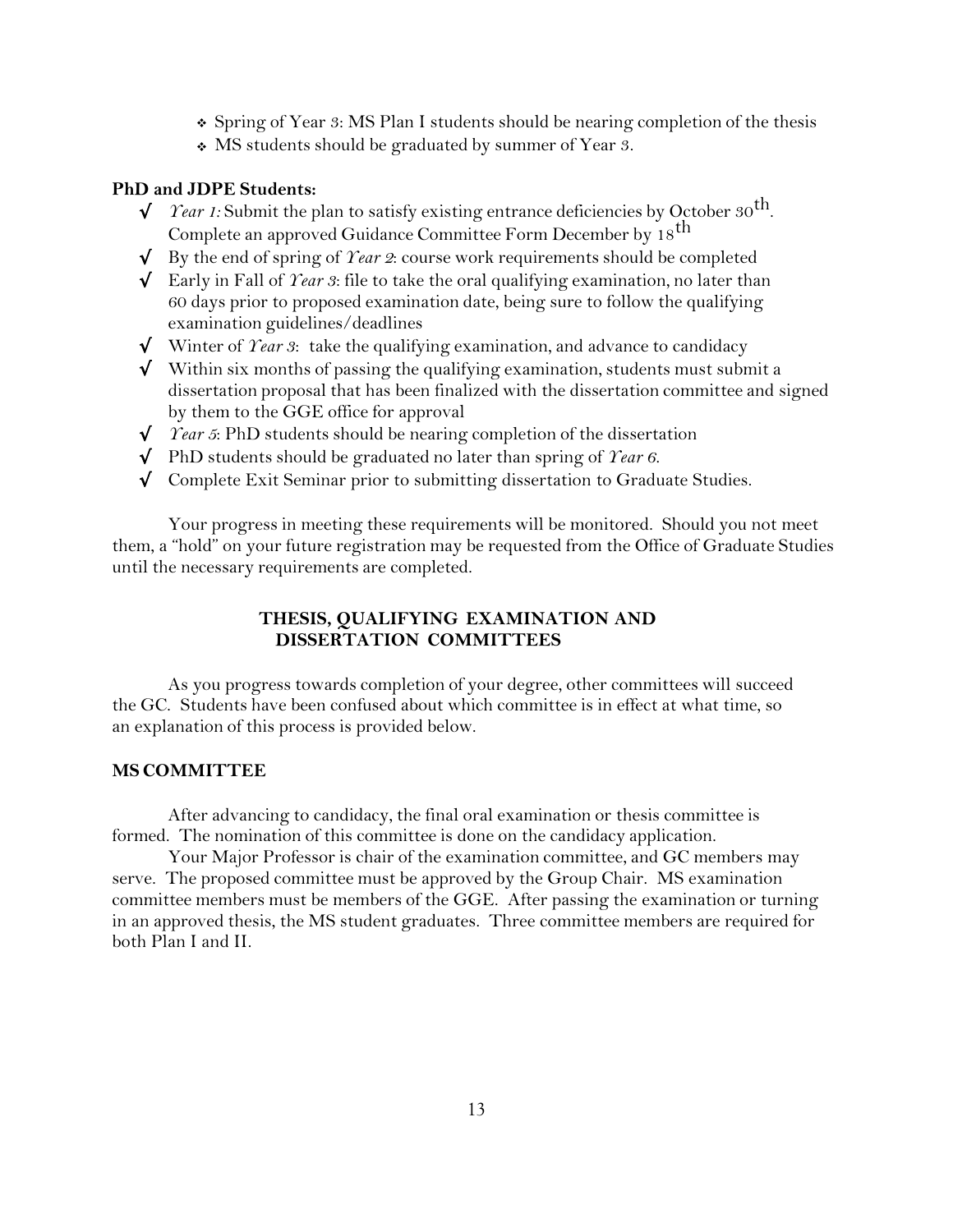- Spring of Year 3: MS Plan I students should be nearing completion of the thesis
- MS students should be graduated by summer of Year 3.

**PhD and JDPE Students:**

- √ *Year 1:* Submit the plan to satisfy existing entrance deficiencies by October 30th. Complete an approved Guidance Committee Form December by 18th
- √ By the end of spring of *Year 2*: course work requirements should be completed
- √ Early in Fall of *Year 3*: file to take the oral qualifying examination, no later than 60 days prior to proposed examination date, being sure to follow the qualifying examination guidelines/deadlines
- √ Winter of *Year 3*: take the qualifying examination, and advance to candidacy
- √ Within six months of passing the qualifying examination, students must submit a dissertation proposal that has been finalized with the dissertation committee and signed by them to the GGE office for approval
- √ *Year 5*: PhD students should be nearing completion of the dissertation
- √ PhD students should be graduated no later than spring of *Year 6*.
- √ Complete Exit Seminar prior to submitting dissertation to Graduate Studies.

Your progress in meeting these requirements will be monitored. Should you not meet them, a "hold" on your future registration may be requested from the Office of Graduate Studies until the necessary requirements are completed.

## THESIS, QUALIFYING EXAMINATION AND DISSERTATION COMMITTEES

As you progress towards completion of your degree, other committees will succeed the GC. Students have been confused about which committee is in effect at what time, so an explanation of this process is provided below.

### MS COMMITTEE

After advancing to candidacy, the final oral examination or thesis committee is formed. The nomination of this committee is done on the candidacy application.

Your Major Professor is chair of the examination committee, and GC members may serve. The proposed committee must be approved by the Group Chair. MS examination committee members must be members of the GGE. After passing the examination or turning in an approved thesis, the MS student graduates. Three committee members are required for both Plan I and II.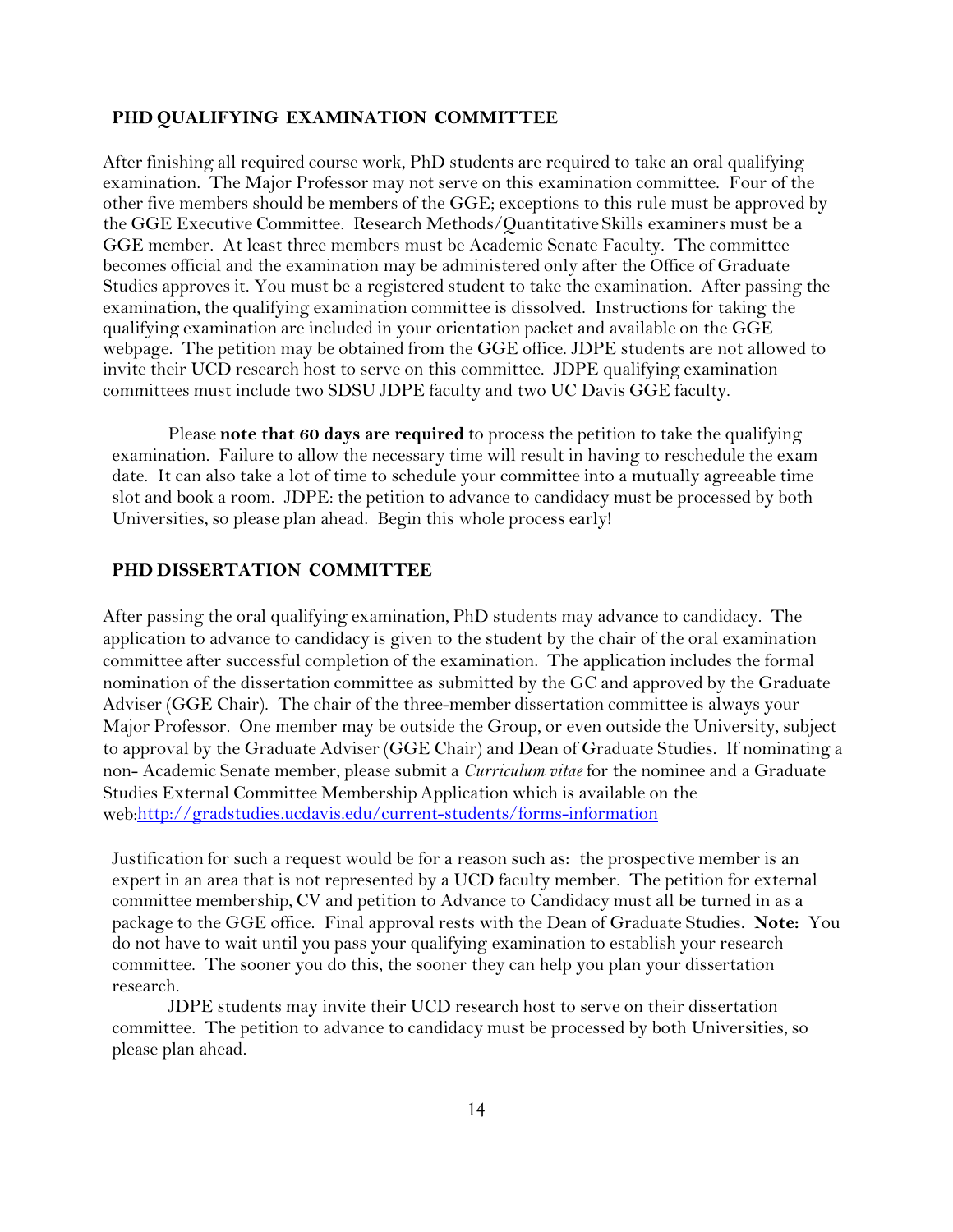## PHD QUALIFYING EXAMINATION COMMITTEE

After finishing all required course work, PhD students are required to take an oral qualifying examination. The Major Professor may not serve on this examination committee. Four of the other five members should be members of the GGE; exceptions to this rule must be approved by the GGE Executive Committee. Research Methods/Quantitative Skills examiners must be a GGE member. At least three members must be Academic Senate Faculty. The committee becomes official and the examination may be administered only after the Office of Graduate Studies approves it. You must be a registered student to take the examination. After passing the examination, the qualifying examination committee is dissolved. Instructions for taking the qualifying examination are included in your orientation packet and available on the GGE webpage. The petition may be obtained from the GGE office. JDPE students are not allowed to invite their UCD research host to serve on this committee. JDPE qualifying examination committees must include two SDSU JDPE faculty and two UC Davis GGE faculty.

Please **note that 60 days are required** to process the petition to take the qualifying examination. Failure to allow the necessary time will result in having to reschedule the exam date. It can also take a lot of time to schedule your committee into a mutually agreeable time slot and book a room. JDPE: the petition to advance to candidacy must be processed by both Universities, so please plan ahead. Begin this whole process early!

## PHD DISSERTATION COMMITTEE

After passing the oral qualifying examination, PhD students may advance to candidacy. The application to advance to candidacy is given to the student by the chair of the oral examination committee after successful completion of the examination. The application includes the formal nomination of the dissertation committee as submitted by the GC and approved by the Graduate Adviser (GGE Chair). The chair of the three-member dissertation committee is always your Major Professor. One member may be outside the Group, or even outside the University, subject to approval by the Graduate Adviser (GGE Chair) and Dean of Graduate Studies. If nominating a non- Academic Senate member, please submit a *Curriculum vitae* for the nominee and a Graduate Studies External Committee Membership Application which is available on the web:http://gradstudies.ucdavis.edu/current-students/forms-information

Justification for such a request would be for a reason such as: the prospective member is an expert in an area that is not represented by a UCD faculty member. The petition for external committee membership, CV and petition to Advance to Candidacy must all be turned in as a package to the GGE office. Final approval rests with the Dean of Graduate Studies. **Note:** You do not have to wait until you pass your qualifying examination to establish your research committee. The sooner you do this, the sooner they can help you plan your dissertation research.

JDPE students may invite their UCD research host to serve on their dissertation committee. The petition to advance to candidacy must be processed by both Universities, so please plan ahead.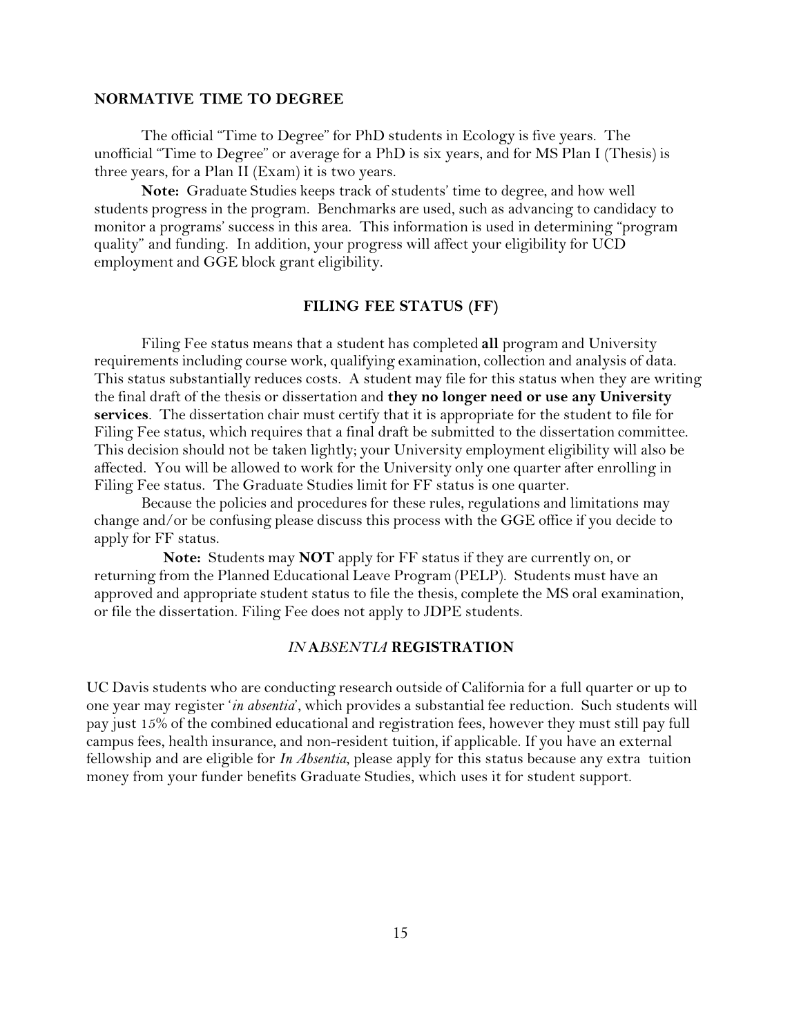## NORMATIVE TIME TO DEGREE

The official "Time to Degree" for PhD students in Ecology is five years. The unofficial "Time to Degree" or average for a PhD is six years, and for MS Plan I (Thesis) is three years, for a Plan II (Exam) it is two years.

**Note:** Graduate Studies keeps track of students' time to degree, and how well students progress in the program. Benchmarks are used, such as advancing to candidacy to monitor a programs' success in this area. This information is used in determining "program quality" and funding. In addition, your progress will affect your eligibility for UCD employment and GGE block grant eligibility.

## FILING FEE STATUS (FF)

Filing Fee status means that a student has completed **all** program and University requirements including course work, qualifying examination, collection and analysis of data. This status substantially reduces costs. A student may file for this status when they are writing the final draft of the thesis or dissertation and **they no longer need or use any University services**. The dissertation chair must certify that it is appropriate for the student to file for Filing Fee status, which requires that a final draft be submitted to the dissertation committee. This decision should not be taken lightly; your University employment eligibility will also be affected. You will be allowed to work for the University only one quarter after enrolling in Filing Fee status. The Graduate Studies limit for FF status is one quarter.

Because the policies and procedures for these rules, regulations and limitations may change and/or be confusing please discuss this process with the GGE office if you decide to apply for FF status.

**Note:** Students may **NOT** apply for FF status if they are currently on, or returning from the Planned Educational Leave Program (PELP). Students must have an approved and appropriate student status to file the thesis, complete the MS oral examination, or file the dissertation. Filing Fee does not apply to JDPE students.

## *IN ABSENTIA* REGISTRATION

UC Davis students who are conducting research outside of California for a full quarter or up to one year may register '*in absentia*', which provides a substantial fee reduction. Such students will pay just 15% of the combined educational and registration fees, however they must still pay full campus fees, health insurance, and non-resident tuition, if applicable. If you have an external fellowship and are eligible for *In Absentia*, please apply for this status because any extra tuition money from your funder benefits Graduate Studies, which uses it for student support.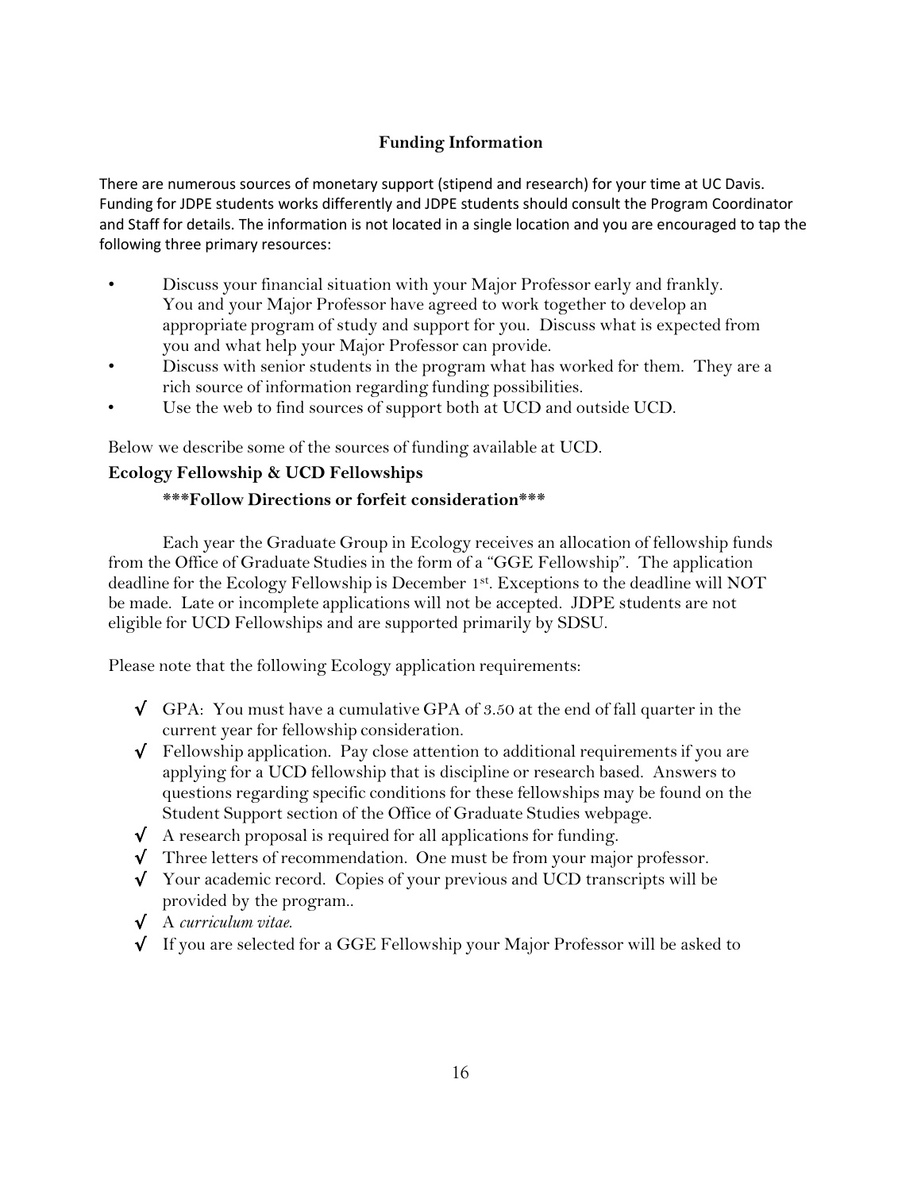## Funding Information

There are numerous sources of monetary support (stipend and research) for your time at UC Davis. Funding for JDPE students works differently and JDPE students should consult the Program Coordinator and Staff for details. The information is not located in a single location and you are encouraged to tap the following three primary resources:

- Discuss your financial situation with your Major Professor early and frankly. You and your Major Professor have agreed to work together to develop an appropriate program of study and support for you. Discuss what is expected from you and what help your Major Professor can provide.
- Discuss with senior students in the program what has worked for them. They are a rich source of information regarding funding possibilities.
- Use the web to find sources of support both at UCD and outside UCD.

Below we describe some of the sources of funding available at UCD.

### Ecology Fellowship & UCD Fellowships

**\*\*\*Follow Directions or forfeit consideration\*\*\***

Each year the Graduate Group in Ecology receives an allocation of fellowship funds from the Office of Graduate Studies in the form of a "GGE Fellowship". The application deadline for the Ecology Fellowship is December 1st. Exceptions to the deadline will NOT be made. Late or incomplete applications will not be accepted. JDPE students are not eligible for UCD Fellowships and are supported primarily by SDSU.

Please note that the following Ecology application requirements:

- √ GPA: You must have a cumulative GPA of 3.50 at the end of fall quarter in the current year for fellowship consideration.
- √ Fellowship application. Pay close attention to additional requirements if you are applying for a UCD fellowship that is discipline or research based. Answers to questions regarding specific conditions for these fellowships may be found on the Student Support section of the Office of Graduate Studies webpage.
- √ A research proposal is required for all applications for funding.
- √ Three letters of recommendation. One must be from your major professor.
- √ Your academic record. Copies of your previous and UCD transcripts will be provided by the program..
- √ A *curriculum vitae*.
- √ If you are selected for a GGE Fellowship your Major Professor will be asked to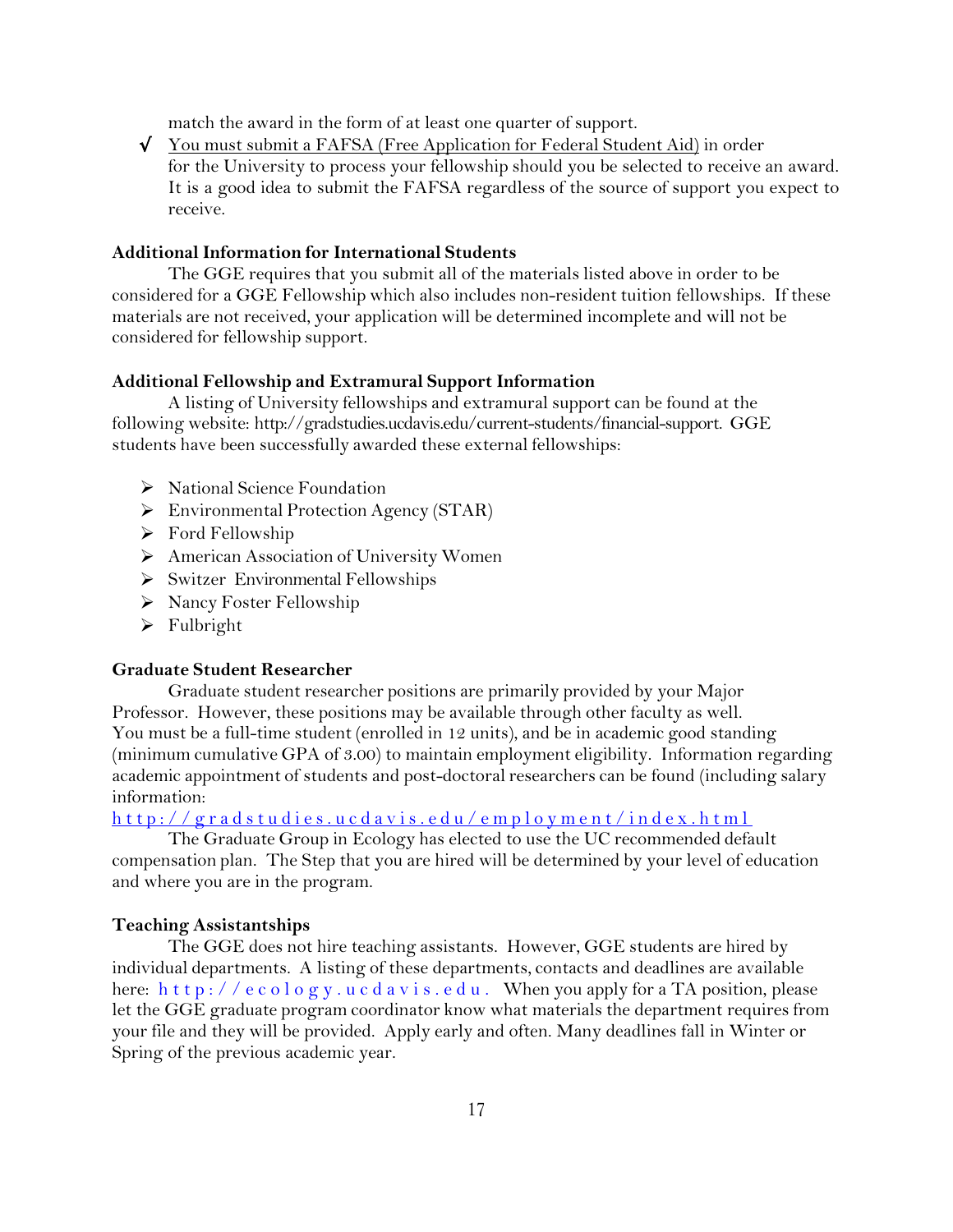match the award in the form of at least one quarter of support.

√ You must submit a FAFSA (Free Application for Federal Student Aid) in order for the University to process your fellowship should you be selected to receive an award. It is a good idea to submit the FAFSA regardless of the source of support you expect to receive.

**Additional Information for International Students**

The GGE requires that you submit all of the materials listed above in order to be considered for a GGE Fellowship which also includes non-resident tuition fellowships. If these materials are not received, your application will be determined incomplete and will not be considered for fellowship support.

**Additional Fellowship and Extramural Support Information**

A listing of University fellowships and extramural support can be found at the following website: http://gradstudies.ucdavis.edu/current-students/financial-support. GGE students have been successfully awarded these external fellowships:

- National Science Foundation
- Environmental Protection Agency (STAR)
- Ford Fellowship
- American Association of University Women
- Switzer Environmental Fellowships
- Nancy Foster Fellowship
- Fulbright

**Graduate Student Researcher**

Graduate student researcher positions are primarily provided by your Major Professor. However, these positions may be available through other faculty as well. You must be a full-time student (enrolled in 12 units), and be in academic good standing (minimum cumulative GPA of 3.00) to maintain employment eligibility. Information regarding academic appointment of students and post-doctoral researchers can be found (including salary information:
http://gradstudies.ucdavis.edu/employment/index.html

The Graduate Group in Ecology has elected to use the UC recommended default compensation plan. The Step that you are hired will be determined by your level of education and where you are in the program.

**Teaching Assistantships**

The GGE does not hire teaching assistants. However, GGE students are hired by individual departments. A listing of these departments, contacts and deadlines are available here: http://ecology.ucdavis.edu. When you apply for a TA position, please let the GGE graduate program coordinator know what materials the department requires from your file and they will be provided. Apply early and often. Many deadlines fall in Winter or Spring of the previous academic year.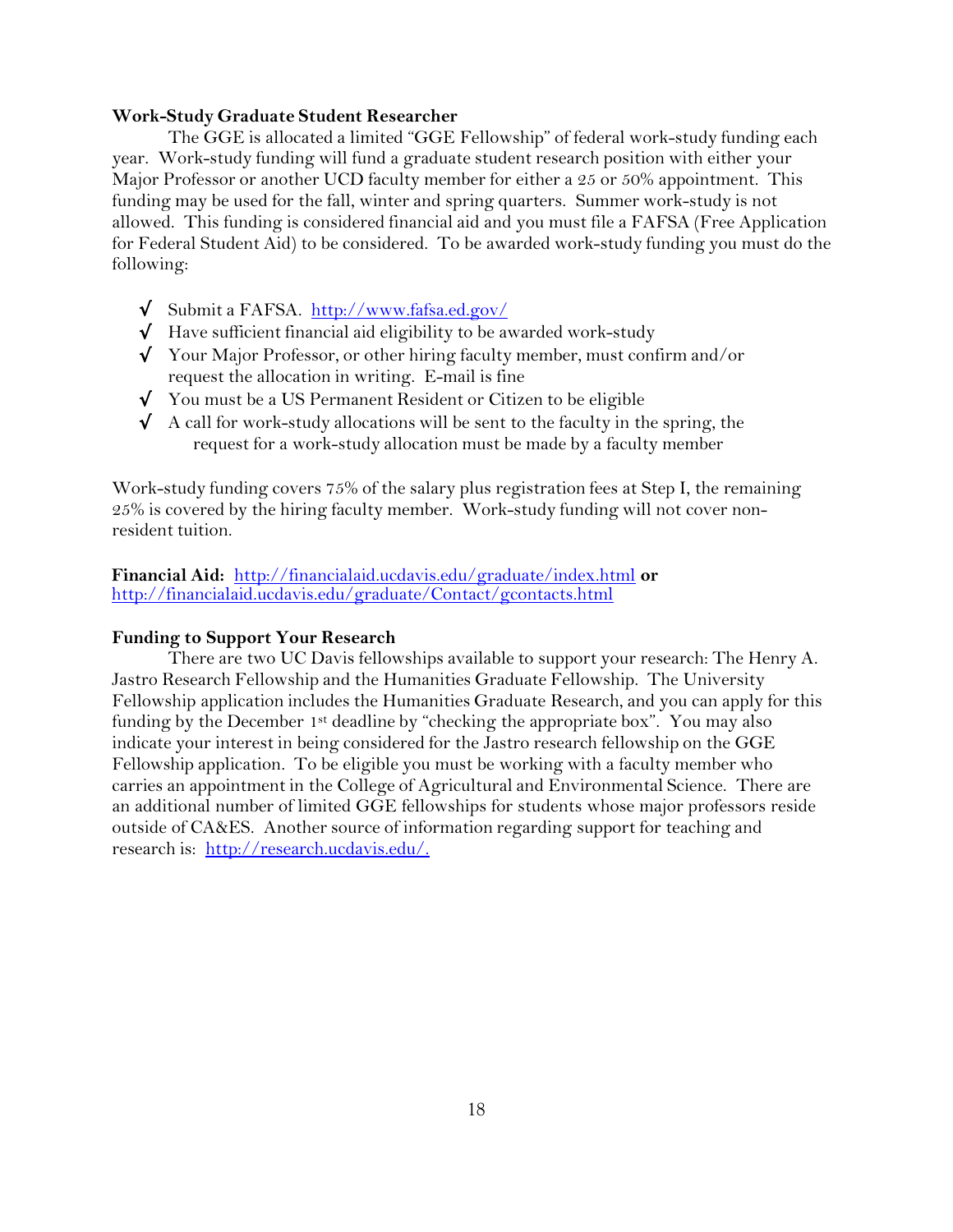**Work-Study Graduate Student Researcher**

The GGE is allocated a limited "GGE Fellowship" of federal work-study funding each year. Work-study funding will fund a graduate student research position with either your Major Professor or another UCD faculty member for either a 25 or 50% appointment. This funding may be used for the fall, winter and spring quarters. Summer work-study is not allowed. This funding is considered financial aid and you must file a FAFSA (Free Application for Federal Student Aid) to be considered. To be awarded work-study funding you must do the following:

- √ Submit a FAFSA. http://www.fafsa.ed.gov/
- √ Have sufficient financial aid eligibility to be awarded work-study
- √ Your Major Professor, or other hiring faculty member, must confirm and/or request the allocation in writing. E-mail is fine
- √ You must be a US Permanent Resident or Citizen to be eligible
- √ A call for work-study allocations will be sent to the faculty in the spring, the request for a work-study allocation must be made by a faculty member

Work-study funding covers 75% of the salary plus registration fees at Step I, the remaining 25% is covered by the hiring faculty member. Work-study funding will not cover non-resident tuition.

**Financial Aid:** http://financialaid.ucdavis.edu/graduate/index.html **or** http://financialaid.ucdavis.edu/graduate/Contact/gcontacts.html

**Funding to Support Your Research**

There are two UC Davis fellowships available to support your research: The Henry A. Jastro Research Fellowship and the Humanities Graduate Fellowship. The University Fellowship application includes the Humanities Graduate Research, and you can apply for this funding by the December 1st deadline by "checking the appropriate box". You may also indicate your interest in being considered for the Jastro research fellowship on the GGE Fellowship application. To be eligible you must be working with a faculty member who carries an appointment in the College of Agricultural and Environmental Science. There are an additional number of limited GGE fellowships for students whose major professors reside outside of CA&ES. Another source of information regarding support for teaching and research is: http://research.ucdavis.edu/.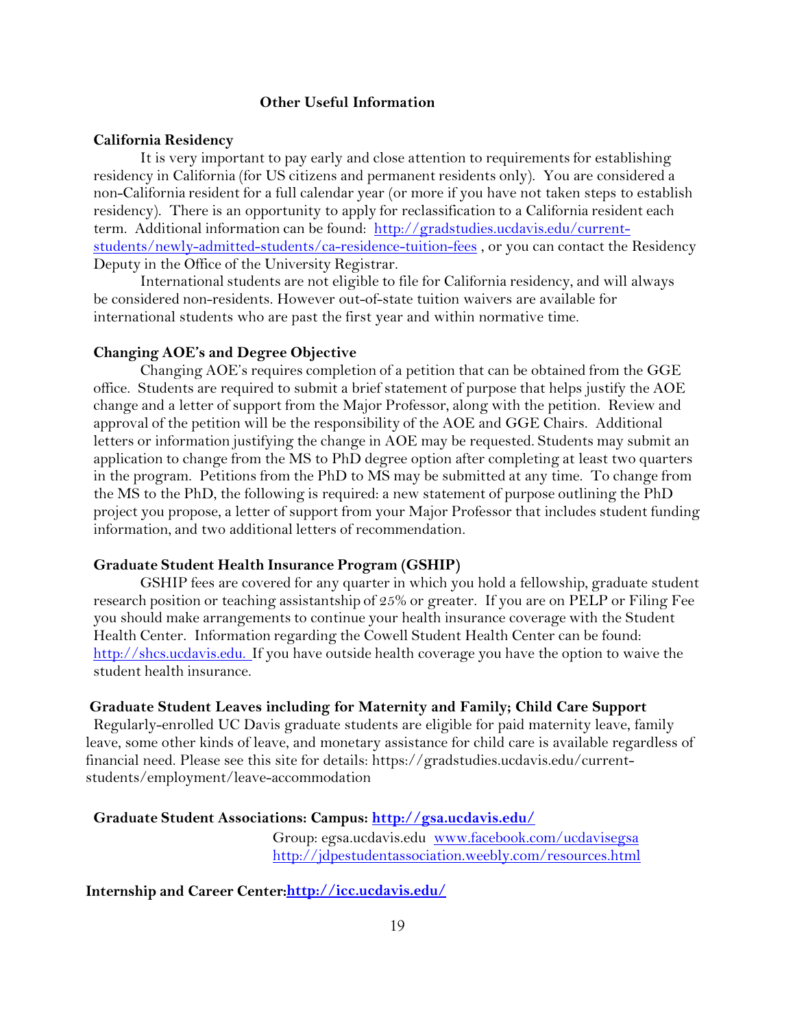## Other Useful Information

### California Residency

It is very important to pay early and close attention to requirements for establishing residency in California (for US citizens and permanent residents only). You are considered a non-California resident for a full calendar year (or more if you have not taken steps to establish residency). There is an opportunity to apply for reclassification to a California resident each term. Additional information can be found: http://gradstudies.ucdavis.edu/current-students/newly-admitted-students/ca-residence-tuition-fees , or you can contact the Residency Deputy in the Office of the University Registrar.

International students are not eligible to file for California residency, and will always be considered non-residents. However out-of-state tuition waivers are available for international students who are past the first year and within normative time.

### Changing AOE's and Degree Objective

Changing AOE's requires completion of a petition that can be obtained from the GGE office. Students are required to submit a brief statement of purpose that helps justify the AOE change and a letter of support from the Major Professor, along with the petition. Review and approval of the petition will be the responsibility of the AOE and GGE Chairs. Additional letters or information justifying the change in AOE may be requested. Students may submit an application to change from the MS to PhD degree option after completing at least two quarters in the program. Petitions from the PhD to MS may be submitted at any time. To change from the MS to the PhD, the following is required: a new statement of purpose outlining the PhD project you propose, a letter of support from your Major Professor that includes student funding information, and two additional letters of recommendation.

### Graduate Student Health Insurance Program (GSHIP)

GSHIP fees are covered for any quarter in which you hold a fellowship, graduate student research position or teaching assistantship of 25% or greater. If you are on PELP or Filing Fee you should make arrangements to continue your health insurance coverage with the Student Health Center. Information regarding the Cowell Student Health Center can be found: http://shcs.ucdavis.edu. If you have outside health coverage you have the option to waive the student health insurance.

### Graduate Student Leaves including for Maternity and Family; Child Care Support

Regularly-enrolled UC Davis graduate students are eligible for paid maternity leave, family leave, some other kinds of leave, and monetary assistance for child care is available regardless of financial need. Please see this site for details: https://gradstudies.ucdavis.edu/current-students/employment/leave-accommodation

### Graduate Student Associations: Campus: http://gsa.ucdavis.edu/

Group: egsa.ucdavis.edu www.facebook.com/ucdavisegsa
http://jdpestudentassociation.weebly.com/resources.html

### Internship and Career Center: http://icc.ucdavis.edu/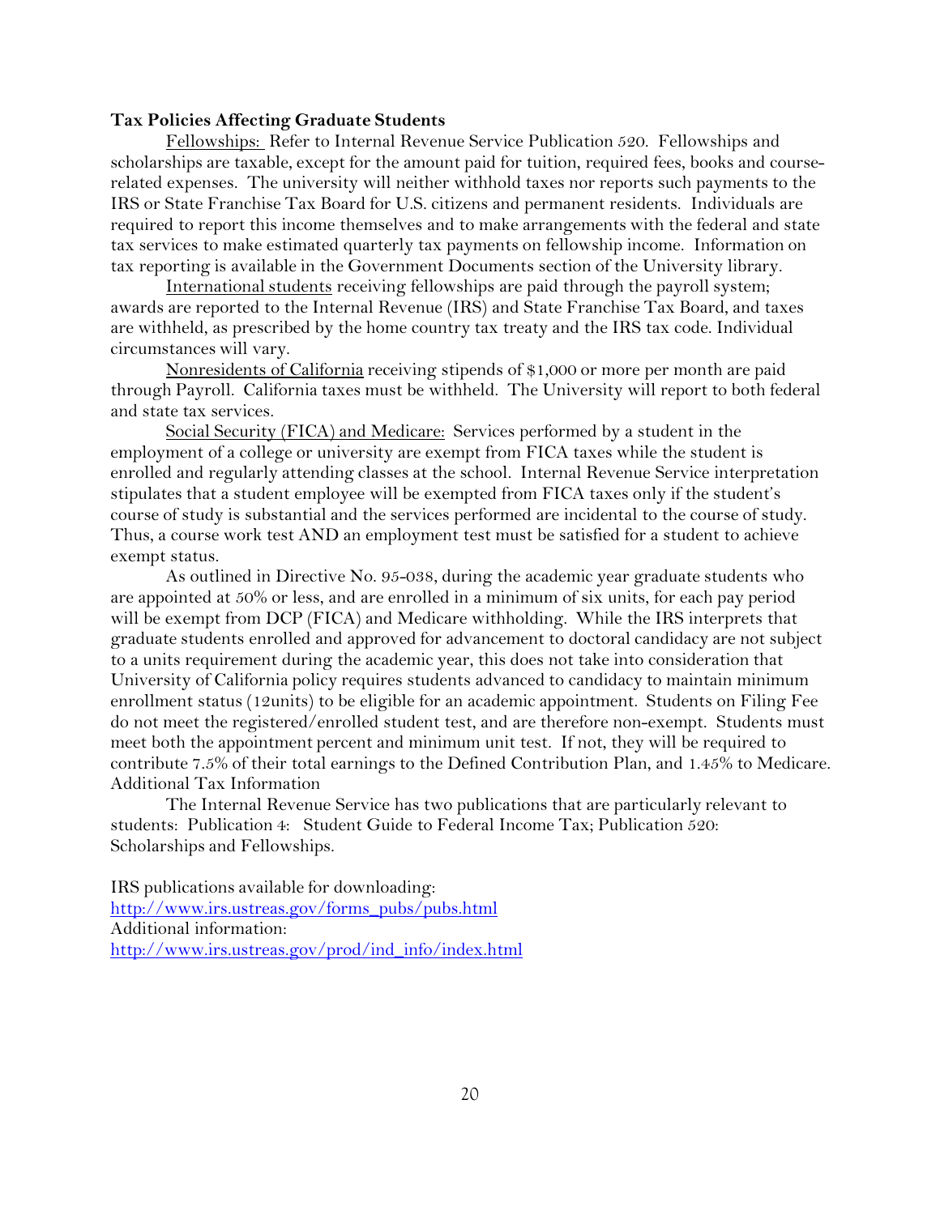**Tax Policies Affecting Graduate Students**

Fellowships: Refer to Internal Revenue Service Publication 520. Fellowships and scholarships are taxable, except for the amount paid for tuition, required fees, books and course-related expenses. The university will neither withhold taxes nor reports such payments to the IRS or State Franchise Tax Board for U.S. citizens and permanent residents. Individuals are required to report this income themselves and to make arrangements with the federal and state tax services to make estimated quarterly tax payments on fellowship income. Information on tax reporting is available in the Government Documents section of the University library.

International students receiving fellowships are paid through the payroll system; awards are reported to the Internal Revenue (IRS) and State Franchise Tax Board, and taxes are withheld, as prescribed by the home country tax treaty and the IRS tax code. Individual circumstances will vary.

Nonresidents of California receiving stipends of $1,000 or more per month are paid through Payroll. California taxes must be withheld. The University will report to both federal and state tax services.

Social Security (FICA) and Medicare: Services performed by a student in the employment of a college or university are exempt from FICA taxes while the student is enrolled and regularly attending classes at the school. Internal Revenue Service interpretation stipulates that a student employee will be exempted from FICA taxes only if the student's course of study is substantial and the services performed are incidental to the course of study. Thus, a course work test AND an employment test must be satisfied for a student to achieve exempt status.

As outlined in Directive No. 95-038, during the academic year graduate students who are appointed at 50% or less, and are enrolled in a minimum of six units, for each pay period will be exempt from DCP (FICA) and Medicare withholding. While the IRS interprets that graduate students enrolled and approved for advancement to doctoral candidacy are not subject to a units requirement during the academic year, this does not take into consideration that University of California policy requires students advanced to candidacy to maintain minimum enrollment status (12units) to be eligible for an academic appointment. Students on Filing Fee do not meet the registered/enrolled student test, and are therefore non-exempt. Students must meet both the appointment percent and minimum unit test. If not, they will be required to contribute 7.5% of their total earnings to the Defined Contribution Plan, and 1.45% to Medicare.
Additional Tax Information

The Internal Revenue Service has two publications that are particularly relevant to students: Publication 4: Student Guide to Federal Income Tax; Publication 520: Scholarships and Fellowships.

IRS publications available for downloading:
http://www.irs.ustreas.gov/forms_pubs/pubs.html
Additional information:
http://www.irs.ustreas.gov/prod/ind_info/index.html